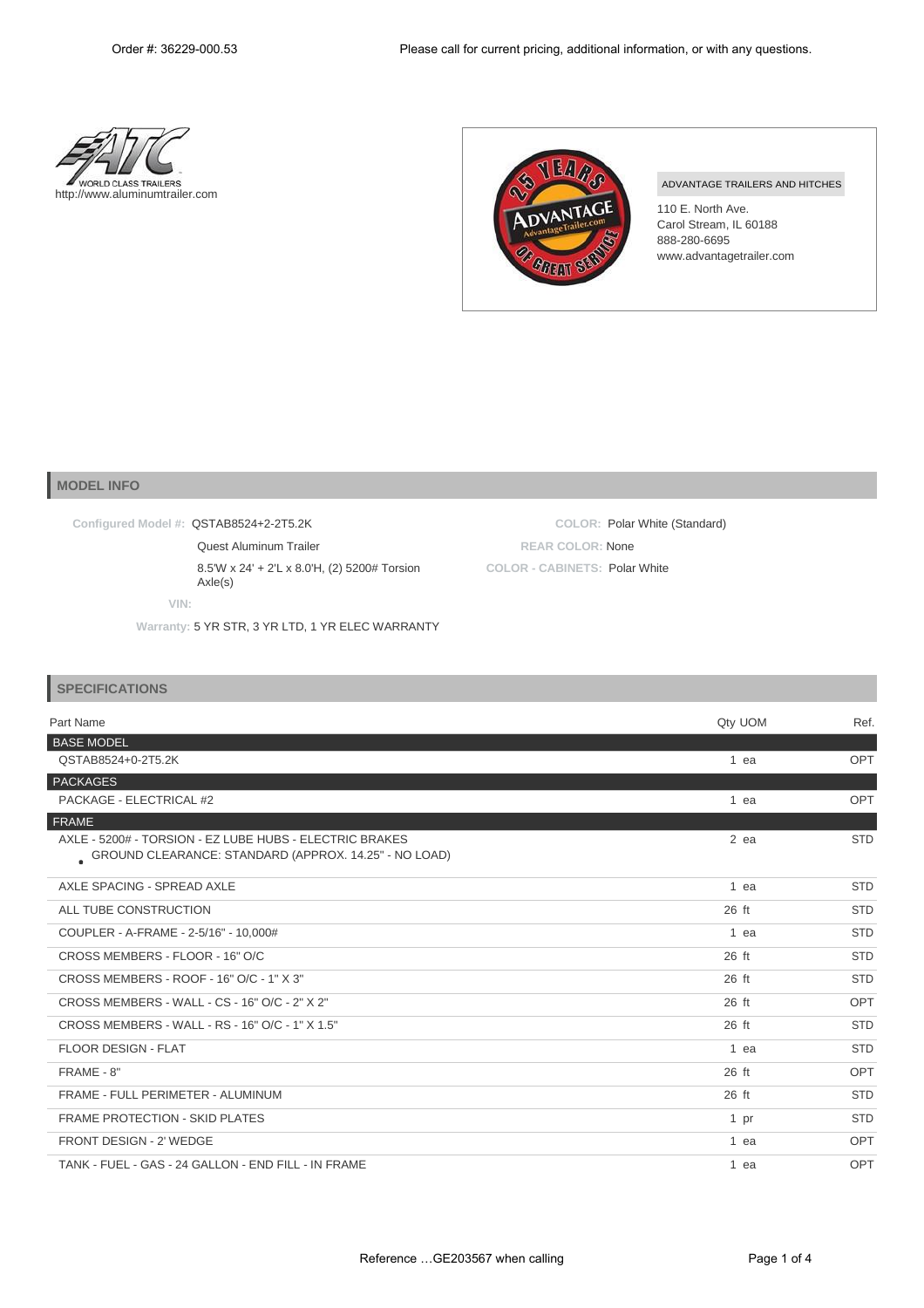Order #: 36229-000.53

Please call for current pricing, additional information, or with any questions.

WORLD CLASS TRAILERS
http://www.aluminumtrailer.com

ADVANTAGE TRAILERS AND HITCHES
110 E. North Ave.
Carol Stream, IL 60188
888-280-6695
www.advantagetrailer.com

## MODEL INFO

**Configured Model #:** QSTAB8524+2-2T5.2K
Quest Aluminum Trailer
8.5'W x 24' + 2'L x 8.0'H, (2) 5200# Torsion Axle(s)

**VIN:**

**Warranty:** 5 YR STR, 3 YR LTD, 1 YR ELEC WARRANTY

**COLOR:** Polar White (Standard)
**REAR COLOR:** None
**COLOR - CABINETS:** Polar White

## SPECIFICATIONS

| Part Name | Qty UOM | Ref. |
|---|---|---|
| **BASE MODEL** | | |
| QSTAB8524+0-2T5.2K | 1 ea | OPT |
| **PACKAGES** | | |
| PACKAGE - ELECTRICAL #2 | 1 ea | OPT |
| **FRAME** | | |
| AXLE - 5200# - TORSION - EZ LUBE HUBS - ELECTRIC BRAKES<br>• GROUND CLEARANCE: STANDARD (APPROX. 14.25" - NO LOAD) | 2 ea | STD |
| AXLE SPACING - SPREAD AXLE | 1 ea | STD |
| ALL TUBE CONSTRUCTION | 26 ft | STD |
| COUPLER - A-FRAME - 2-5/16" - 10,000# | 1 ea | STD |
| CROSS MEMBERS - FLOOR - 16" O/C | 26 ft | STD |
| CROSS MEMBERS - ROOF - 16" O/C - 1" X 3" | 26 ft | STD |
| CROSS MEMBERS - WALL - CS - 16" O/C - 2" X 2" | 26 ft | OPT |
| CROSS MEMBERS - WALL - RS - 16" O/C - 1" X 1.5" | 26 ft | STD |
| FLOOR DESIGN - FLAT | 1 ea | STD |
| FRAME - 8" | 26 ft | OPT |
| FRAME - FULL PERIMETER - ALUMINUM | 26 ft | STD |
| FRAME PROTECTION - SKID PLATES | 1 pr | STD |
| FRONT DESIGN - 2' WEDGE | 1 ea | OPT |
| TANK - FUEL - GAS - 24 GALLON - END FILL - IN FRAME | 1 ea | OPT |

Reference …GE203567 when calling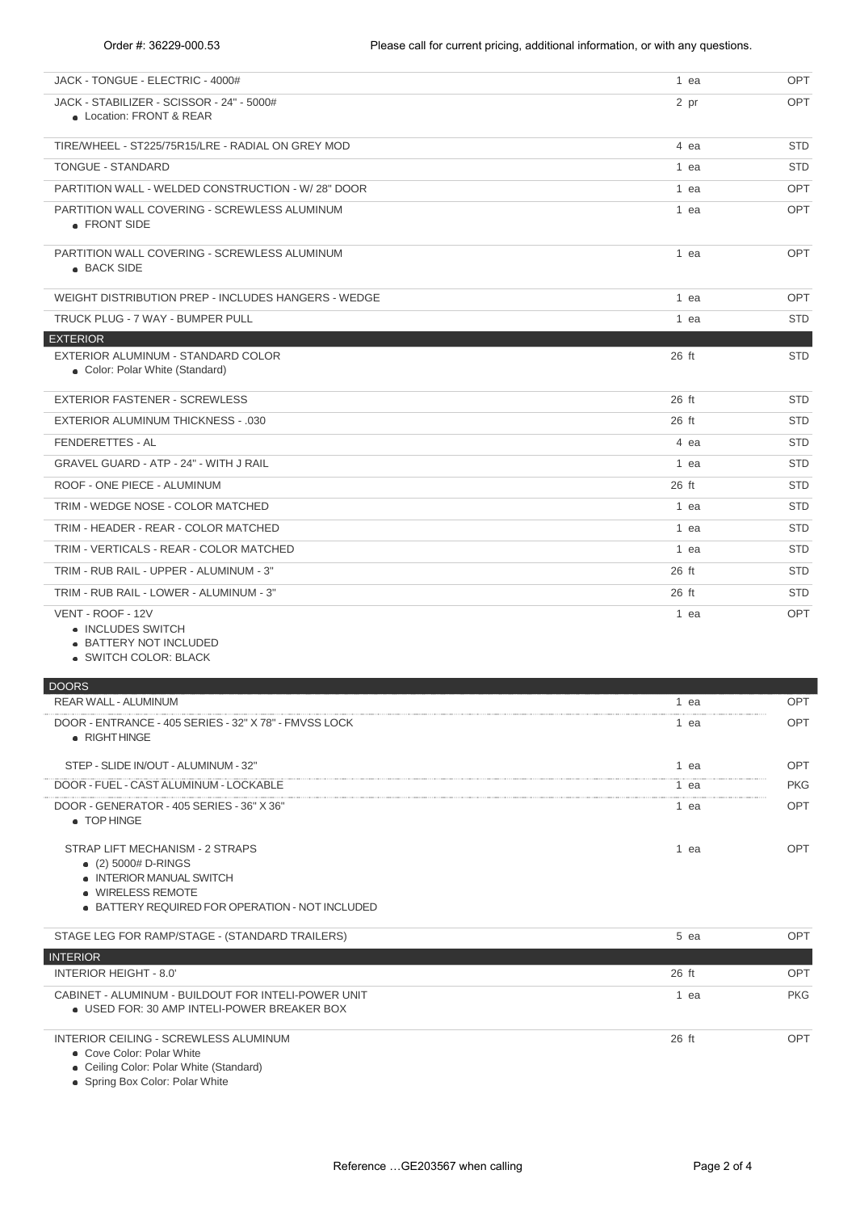| Item | Qty | Type |
|---|---|---|
| JACK - TONGUE - ELECTRIC - 4000# | 1 ea | OPT |
| JACK - STABILIZER - SCISSOR - 24" - 5000#<br>• Location: FRONT & REAR | 2 pr | OPT |
| TIRE/WHEEL - ST225/75R15/LRE - RADIAL ON GREY MOD | 4 ea | STD |
| TONGUE - STANDARD | 1 ea | STD |
| PARTITION WALL - WELDED CONSTRUCTION - W/ 28" DOOR | 1 ea | OPT |
| PARTITION WALL COVERING - SCREWLESS ALUMINUM<br>• FRONT SIDE | 1 ea | OPT |
| PARTITION WALL COVERING - SCREWLESS ALUMINUM<br>• BACK SIDE | 1 ea | OPT |
| WEIGHT DISTRIBUTION PREP - INCLUDES HANGERS - WEDGE | 1 ea | OPT |
| TRUCK PLUG - 7 WAY - BUMPER PULL | 1 ea | STD |
| **EXTERIOR** | | |
| EXTERIOR ALUMINUM - STANDARD COLOR<br>• Color: Polar White (Standard) | 26 ft | STD |
| EXTERIOR FASTENER - SCREWLESS | 26 ft | STD |
| EXTERIOR ALUMINUM THICKNESS - .030 | 26 ft | STD |
| FENDERETTES - AL | 4 ea | STD |
| GRAVEL GUARD - ATP - 24" - WITH J RAIL | 1 ea | STD |
| ROOF - ONE PIECE - ALUMINUM | 26 ft | STD |
| TRIM - WEDGE NOSE - COLOR MATCHED | 1 ea | STD |
| TRIM - HEADER - REAR - COLOR MATCHED | 1 ea | STD |
| TRIM - VERTICALS - REAR - COLOR MATCHED | 1 ea | STD |
| TRIM - RUB RAIL - UPPER - ALUMINUM - 3" | 26 ft | STD |
| TRIM - RUB RAIL - LOWER - ALUMINUM - 3" | 26 ft | STD |
| VENT - ROOF - 12V<br>• INCLUDES SWITCH<br>• BATTERY NOT INCLUDED<br>• SWITCH COLOR: BLACK | 1 ea | OPT |
| **DOORS** | | |
| REAR WALL - ALUMINUM | 1 ea | OPT |
| DOOR - ENTRANCE - 405 SERIES - 32" X 78" - FMVSS LOCK<br>• RIGHT HINGE | 1 ea | OPT |
| STEP - SLIDE IN/OUT - ALUMINUM - 32" | 1 ea | OPT |
| DOOR - FUEL - CAST ALUMINUM - LOCKABLE | 1 ea | PKG |
| DOOR - GENERATOR - 405 SERIES - 36" X 36"<br>• TOP HINGE | 1 ea | OPT |
| STRAP LIFT MECHANISM - 2 STRAPS<br>• (2) 5000# D-RINGS<br>• INTERIOR MANUAL SWITCH<br>• WIRELESS REMOTE<br>• BATTERY REQUIRED FOR OPERATION - NOT INCLUDED | 1 ea | OPT |
| STAGE LEG FOR RAMP/STAGE - (STANDARD TRAILERS) | 5 ea | OPT |
| **INTERIOR** | | |
| INTERIOR HEIGHT - 8.0' | 26 ft | OPT |
| CABINET - ALUMINUM - BUILDOUT FOR INTELI-POWER UNIT<br>• USED FOR: 30 AMP INTELI-POWER BREAKER BOX | 1 ea | PKG |
| INTERIOR CEILING - SCREWLESS ALUMINUM<br>• Cove Color: Polar White<br>• Ceiling Color: Polar White (Standard)<br>• Spring Box Color: Polar White | 26 ft | OPT |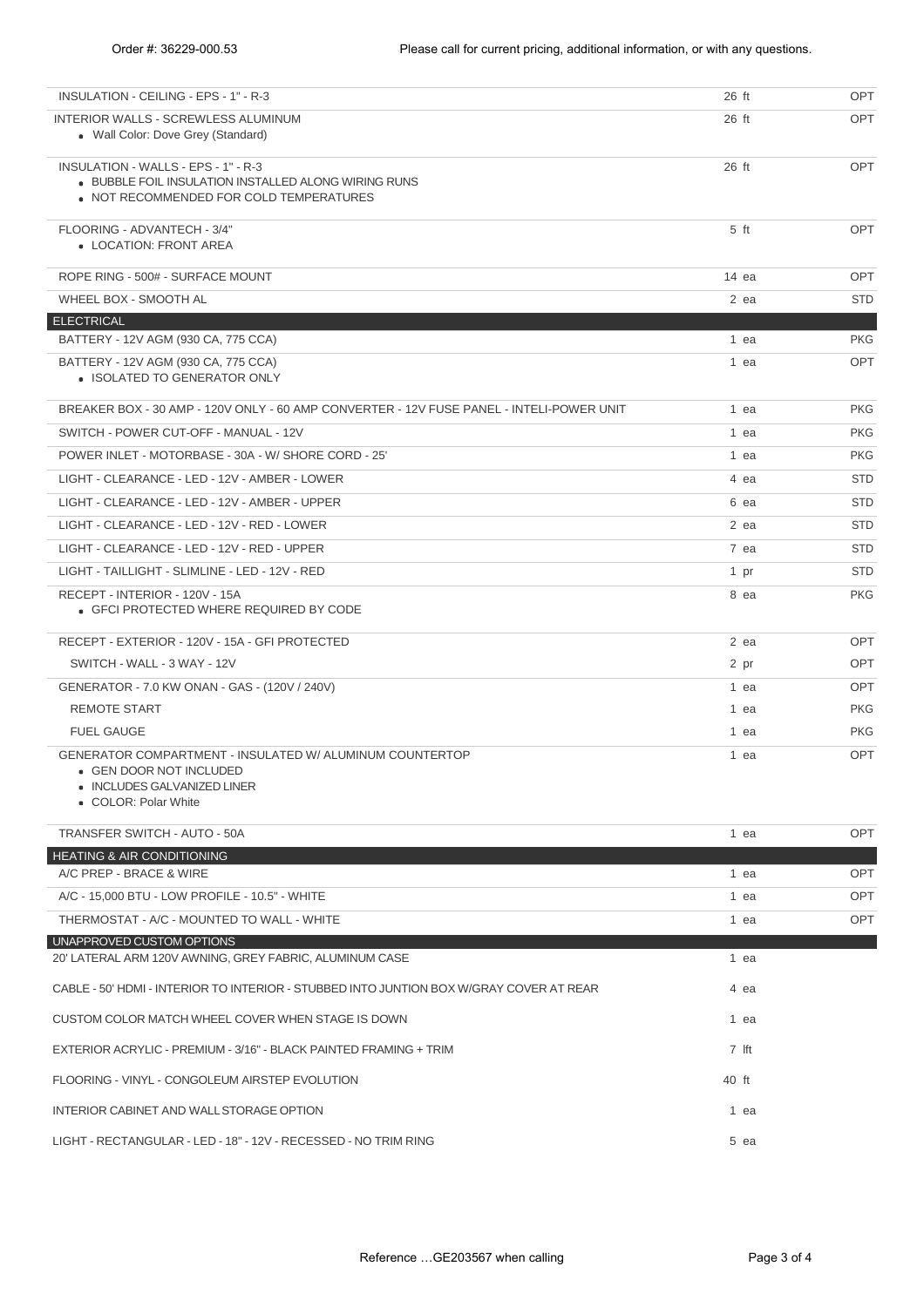Order #: 36229-000.53 Please call for current pricing, additional information, or with any questions.

| Item | Qty | Type |
|---|---|---|
| INSULATION - CEILING - EPS - 1" - R-3 | 26 ft | OPT |
| INTERIOR WALLS - SCREWLESS ALUMINUM<br>• Wall Color: Dove Grey (Standard) | 26 ft | OPT |
| INSULATION - WALLS - EPS - 1" - R-3<br>• BUBBLE FOIL INSULATION INSTALLED ALONG WIRING RUNS<br>• NOT RECOMMENDED FOR COLD TEMPERATURES | 26 ft | OPT |
| FLOORING - ADVANTECH - 3/4"<br>• LOCATION: FRONT AREA | 5 ft | OPT |
| ROPE RING - 500# - SURFACE MOUNT | 14 ea | OPT |
| WHEEL BOX - SMOOTH AL | 2 ea | STD |
| **ELECTRICAL** | | |
| BATTERY - 12V AGM (930 CA, 775 CCA) | 1 ea | PKG |
| BATTERY - 12V AGM (930 CA, 775 CCA)<br>• ISOLATED TO GENERATOR ONLY | 1 ea | OPT |
| BREAKER BOX - 30 AMP - 120V ONLY - 60 AMP CONVERTER - 12V FUSE PANEL - INTELI-POWER UNIT | 1 ea | PKG |
| SWITCH - POWER CUT-OFF - MANUAL - 12V | 1 ea | PKG |
| POWER INLET - MOTORBASE - 30A - W/ SHORE CORD - 25' | 1 ea | PKG |
| LIGHT - CLEARANCE - LED - 12V - AMBER - LOWER | 4 ea | STD |
| LIGHT - CLEARANCE - LED - 12V - AMBER - UPPER | 6 ea | STD |
| LIGHT - CLEARANCE - LED - 12V - RED - LOWER | 2 ea | STD |
| LIGHT - CLEARANCE - LED - 12V - RED - UPPER | 7 ea | STD |
| LIGHT - TAILLIGHT - SLIMLINE - LED - 12V - RED | 1 pr | STD |
| RECEPT - INTERIOR - 120V - 15A<br>• GFCI PROTECTED WHERE REQUIRED BY CODE | 8 ea | PKG |
| RECEPT - EXTERIOR - 120V - 15A - GFI PROTECTED | 2 ea | OPT |
| SWITCH - WALL - 3 WAY - 12V | 2 pr | OPT |
| GENERATOR - 7.0 KW ONAN - GAS - (120V / 240V) | 1 ea | OPT |
| REMOTE START | 1 ea | PKG |
| FUEL GAUGE | 1 ea | PKG |
| GENERATOR COMPARTMENT - INSULATED W/ ALUMINUM COUNTERTOP<br>• GEN DOOR NOT INCLUDED<br>• INCLUDES GALVANIZED LINER<br>• COLOR: Polar White | 1 ea | OPT |
| TRANSFER SWITCH - AUTO - 50A | 1 ea | OPT |
| **HEATING & AIR CONDITIONING** | | |
| A/C PREP - BRACE & WIRE | 1 ea | OPT |
| A/C - 15,000 BTU - LOW PROFILE - 10.5" - WHITE | 1 ea | OPT |
| THERMOSTAT - A/C - MOUNTED TO WALL - WHITE | 1 ea | OPT |
| **UNAPPROVED CUSTOM OPTIONS** | | |
| 20' LATERAL ARM 120V AWNING, GREY FABRIC, ALUMINUM CASE | 1 ea | |
| CABLE - 50' HDMI - INTERIOR TO INTERIOR - STUBBED INTO JUNTION BOX W/GRAY COVER AT REAR | 4 ea | |
| CUSTOM COLOR MATCH WHEEL COVER WHEN STAGE IS DOWN | 1 ea | |
| EXTERIOR ACRYLIC - PREMIUM - 3/16" - BLACK PAINTED FRAMING + TRIM | 7 lft | |
| FLOORING - VINYL - CONGOLEUM AIRSTEP EVOLUTION | 40 ft | |
| INTERIOR CABINET AND WALL STORAGE OPTION | 1 ea | |
| LIGHT - RECTANGULAR - LED - 18" - 12V - RECESSED - NO TRIM RING | 5 ea | |

Reference …GE203567 when calling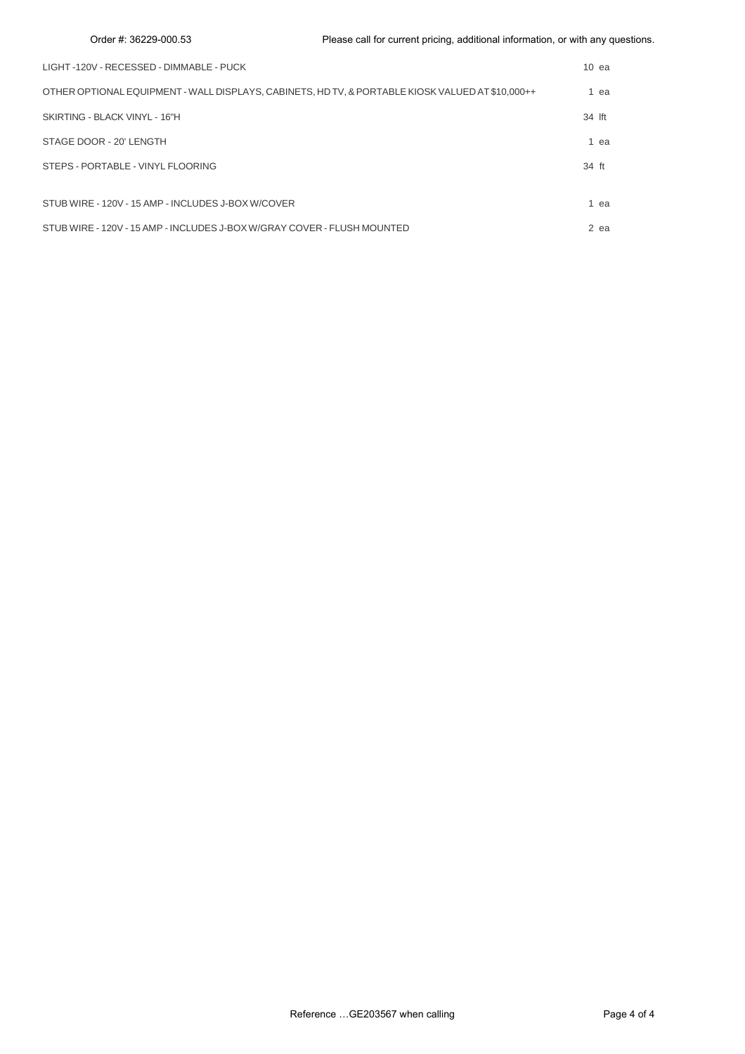| | |
|---|---|
| LIGHT -120V - RECESSED - DIMMABLE - PUCK | 10 ea |
| OTHER OPTIONAL EQUIPMENT - WALL DISPLAYS, CABINETS, HD TV, & PORTABLE KIOSK VALUED AT $10,000++ | 1 ea |
| SKIRTING - BLACK VINYL - 16"H | 34 lft |
| STAGE DOOR - 20' LENGTH | 1 ea |
| STEPS - PORTABLE - VINYL FLOORING | 34 ft |
| STUB WIRE - 120V - 15 AMP - INCLUDES J-BOX W/COVER | 1 ea |
| STUB WIRE - 120V - 15 AMP - INCLUDES J-BOX W/GRAY COVER - FLUSH MOUNTED | 2 ea |